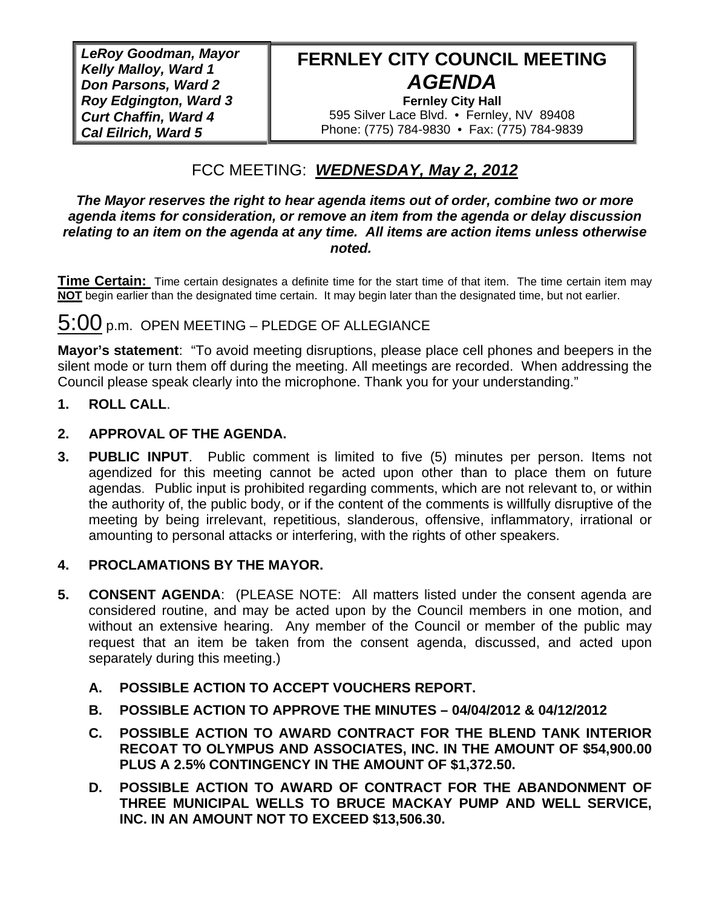***LeRoy Goodman, Mayor***
***Kelly Malloy, Ward 1***
***Don Parsons, Ward 2***
***Roy Edgington, Ward 3***
***Curt Chaffin, Ward 4***
***Cal Eilrich, Ward 5***

# FERNLEY CITY COUNCIL MEETING *AGENDA*

**Fernley City Hall**
595 Silver Lace Blvd. • Fernley, NV 89408
Phone: (775) 784-9830 • Fax: (775) 784-9839

## FCC MEETING: ***WEDNESDAY, May 2, 2012***

***The Mayor reserves the right to hear agenda items out of order, combine two or more agenda items for consideration, or remove an item from the agenda or delay discussion relating to an item on the agenda at any time. All items are action items unless otherwise noted.***

**Time Certain:** Time certain designates a definite time for the start time of that item. The time certain item may **NOT** begin earlier than the designated time certain. It may begin later than the designated time, but not earlier.

5:00 p.m. OPEN MEETING – PLEDGE OF ALLEGIANCE

**Mayor's statement**: "To avoid meeting disruptions, please place cell phones and beepers in the silent mode or turn them off during the meeting. All meetings are recorded. When addressing the Council please speak clearly into the microphone. Thank you for your understanding."

1. **ROLL CALL**.

2. **APPROVAL OF THE AGENDA.**

3. **PUBLIC INPUT**. Public comment is limited to five (5) minutes per person. Items not agendized for this meeting cannot be acted upon other than to place them on future agendas. Public input is prohibited regarding comments, which are not relevant to, or within the authority of, the public body, or if the content of the comments is willfully disruptive of the meeting by being irrelevant, repetitious, slanderous, offensive, inflammatory, irrational or amounting to personal attacks or interfering, with the rights of other speakers.

4. **PROCLAMATIONS BY THE MAYOR.**

5. **CONSENT AGENDA**: (PLEASE NOTE: All matters listed under the consent agenda are considered routine, and may be acted upon by the Council members in one motion, and without an extensive hearing. Any member of the Council or member of the public may request that an item be taken from the consent agenda, discussed, and acted upon separately during this meeting.)

   A. **POSSIBLE ACTION TO ACCEPT VOUCHERS REPORT.**

   B. **POSSIBLE ACTION TO APPROVE THE MINUTES – 04/04/2012 & 04/12/2012**

   C. **POSSIBLE ACTION TO AWARD CONTRACT FOR THE BLEND TANK INTERIOR RECOAT TO OLYMPUS AND ASSOCIATES, INC. IN THE AMOUNT OF $54,900.00 PLUS A 2.5% CONTINGENCY IN THE AMOUNT OF $1,372.50.**

   D. **POSSIBLE ACTION TO AWARD OF CONTRACT FOR THE ABANDONMENT OF THREE MUNICIPAL WELLS TO BRUCE MACKAY PUMP AND WELL SERVICE, INC. IN AN AMOUNT NOT TO EXCEED $13,506.30.**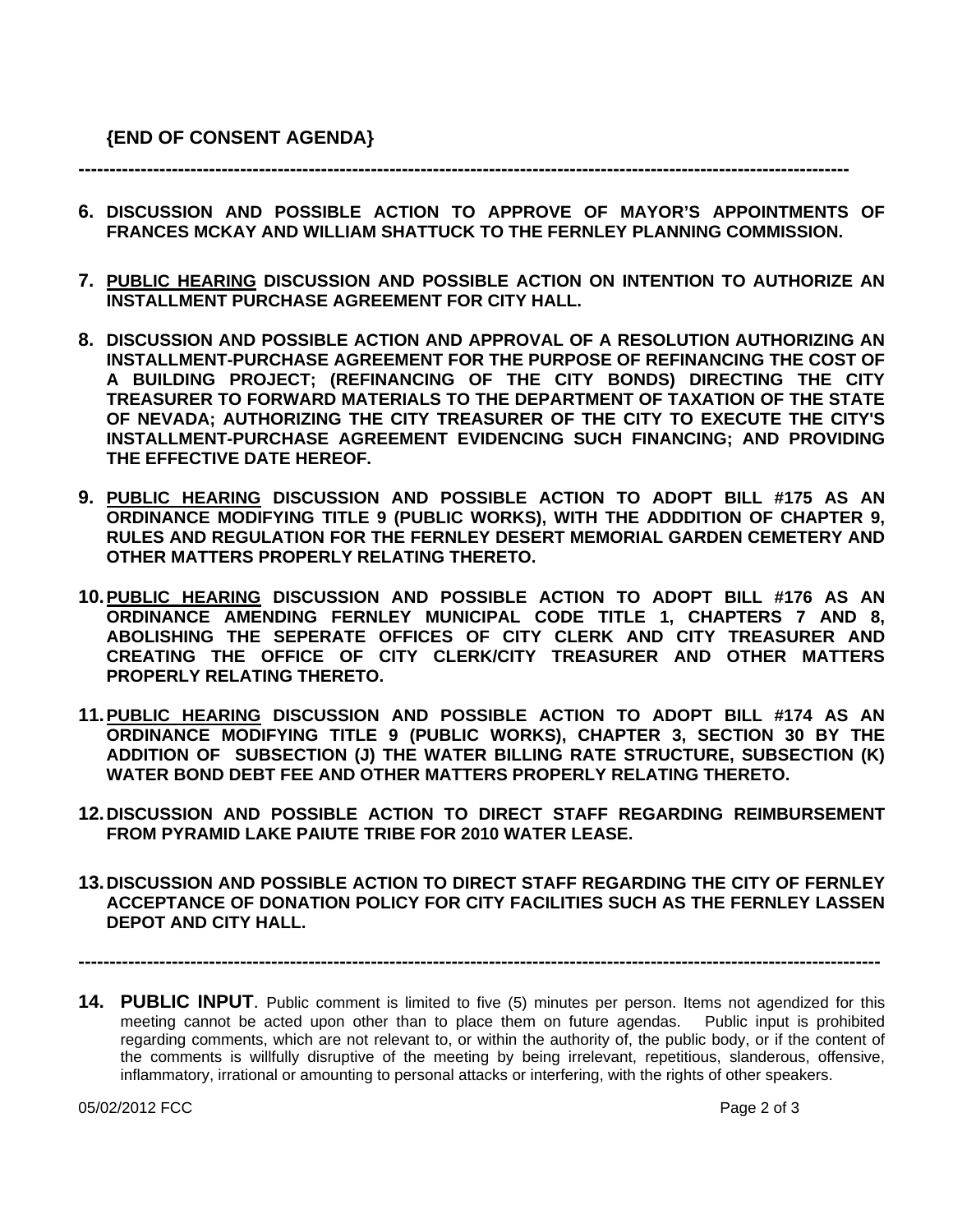**{END OF CONSENT AGENDA}**

---

6. **DISCUSSION AND POSSIBLE ACTION TO APPROVE OF MAYOR'S APPOINTMENTS OF FRANCES MCKAY AND WILLIAM SHATTUCK TO THE FERNLEY PLANNING COMMISSION.**

7. **<u>PUBLIC HEARING</u> DISCUSSION AND POSSIBLE ACTION ON INTENTION TO AUTHORIZE AN INSTALLMENT PURCHASE AGREEMENT FOR CITY HALL.**

8. **DISCUSSION AND POSSIBLE ACTION AND APPROVAL OF A RESOLUTION AUTHORIZING AN INSTALLMENT-PURCHASE AGREEMENT FOR THE PURPOSE OF REFINANCING THE COST OF A BUILDING PROJECT; (REFINANCING OF THE CITY BONDS) DIRECTING THE CITY TREASURER TO FORWARD MATERIALS TO THE DEPARTMENT OF TAXATION OF THE STATE OF NEVADA; AUTHORIZING THE CITY TREASURER OF THE CITY TO EXECUTE THE CITY'S INSTALLMENT-PURCHASE AGREEMENT EVIDENCING SUCH FINANCING; AND PROVIDING THE EFFECTIVE DATE HEREOF.**

9. **<u>PUBLIC HEARING</u> DISCUSSION AND POSSIBLE ACTION TO ADOPT BILL #175 AS AN ORDINANCE MODIFYING TITLE 9 (PUBLIC WORKS), WITH THE ADDDITION OF CHAPTER 9, RULES AND REGULATION FOR THE FERNLEY DESERT MEMORIAL GARDEN CEMETERY AND OTHER MATTERS PROPERLY RELATING THERETO.**

10. **<u>PUBLIC HEARING</u> DISCUSSION AND POSSIBLE ACTION TO ADOPT BILL #176 AS AN ORDINANCE AMENDING FERNLEY MUNICIPAL CODE TITLE 1, CHAPTERS 7 AND 8, ABOLISHING THE SEPERATE OFFICES OF CITY CLERK AND CITY TREASURER AND CREATING THE OFFICE OF CITY CLERK/CITY TREASURER AND OTHER MATTERS PROPERLY RELATING THERETO.**

11. **<u>PUBLIC HEARING</u> DISCUSSION AND POSSIBLE ACTION TO ADOPT BILL #174 AS AN ORDINANCE MODIFYING TITLE 9 (PUBLIC WORKS), CHAPTER 3, SECTION 30 BY THE ADDITION OF SUBSECTION (J) THE WATER BILLING RATE STRUCTURE, SUBSECTION (K) WATER BOND DEBT FEE AND OTHER MATTERS PROPERLY RELATING THERETO.**

12. **DISCUSSION AND POSSIBLE ACTION TO DIRECT STAFF REGARDING REIMBURSEMENT FROM PYRAMID LAKE PAIUTE TRIBE FOR 2010 WATER LEASE.**

13. **DISCUSSION AND POSSIBLE ACTION TO DIRECT STAFF REGARDING THE CITY OF FERNLEY ACCEPTANCE OF DONATION POLICY FOR CITY FACILITIES SUCH AS THE FERNLEY LASSEN DEPOT AND CITY HALL.**

---

14. **PUBLIC INPUT**. Public comment is limited to five (5) minutes per person. Items not agendized for this meeting cannot be acted upon other than to place them on future agendas. Public input is prohibited regarding comments, which are not relevant to, or within the authority of, the public body, or if the content of the comments is willfully disruptive of the meeting by being irrelevant, repetitious, slanderous, offensive, inflammatory, irrational or amounting to personal attacks or interfering, with the rights of other speakers.

05/02/2012 FCC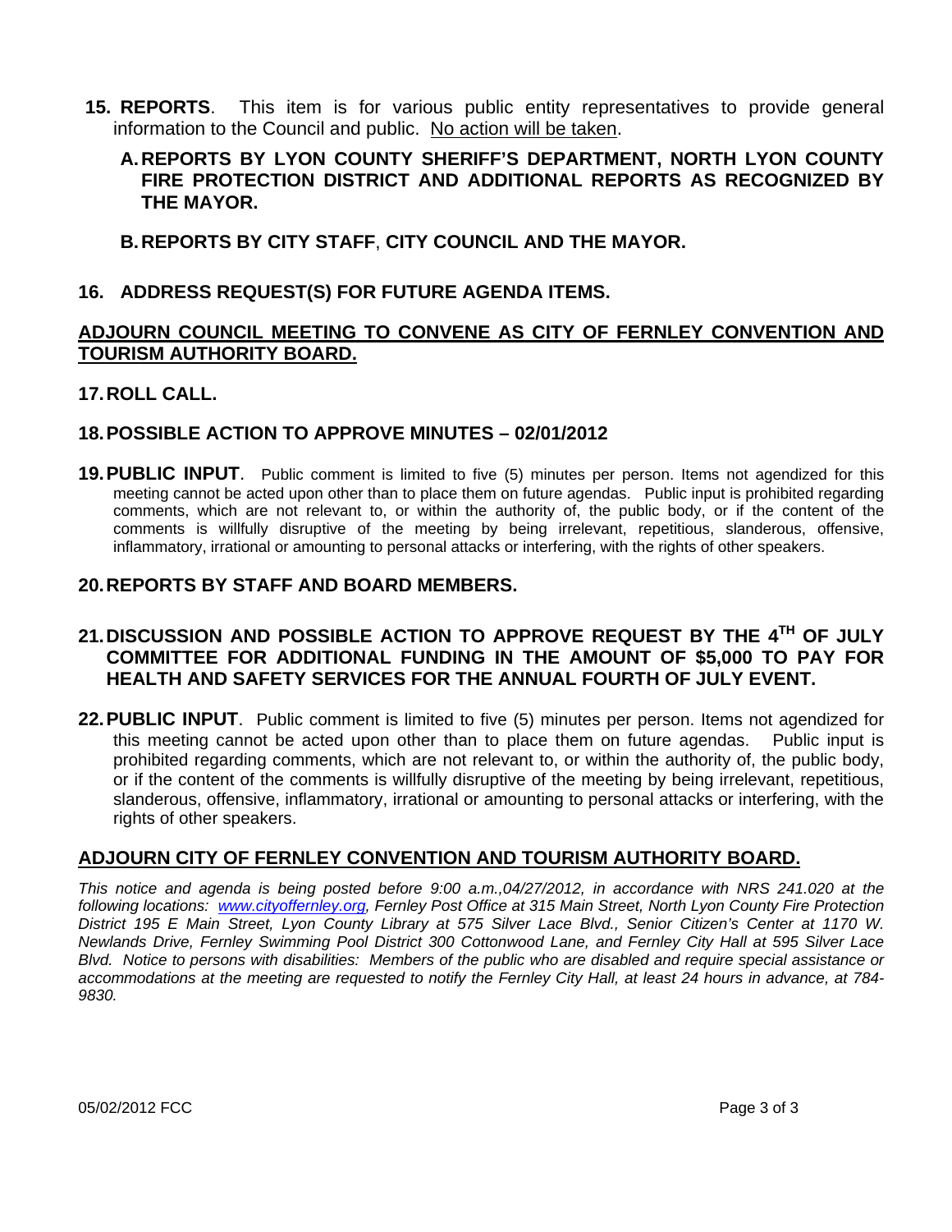**15. REPORTS**. This item is for various public entity representatives to provide general information to the Council and public. No action will be taken.

**A. REPORTS BY LYON COUNTY SHERIFF'S DEPARTMENT, NORTH LYON COUNTY FIRE PROTECTION DISTRICT AND ADDITIONAL REPORTS AS RECOGNIZED BY THE MAYOR.**

**B. REPORTS BY CITY STAFF, CITY COUNCIL AND THE MAYOR.**

**16. ADDRESS REQUEST(S) FOR FUTURE AGENDA ITEMS.**

**ADJOURN COUNCIL MEETING TO CONVENE AS CITY OF FERNLEY CONVENTION AND TOURISM AUTHORITY BOARD.**

**17. ROLL CALL.**

**18. POSSIBLE ACTION TO APPROVE MINUTES – 02/01/2012**

**19. PUBLIC INPUT**. Public comment is limited to five (5) minutes per person. Items not agendized for this meeting cannot be acted upon other than to place them on future agendas. Public input is prohibited regarding comments, which are not relevant to, or within the authority of, the public body, or if the content of the comments is willfully disruptive of the meeting by being irrelevant, repetitious, slanderous, offensive, inflammatory, irrational or amounting to personal attacks or interfering, with the rights of other speakers.

**20. REPORTS BY STAFF AND BOARD MEMBERS.**

**21. DISCUSSION AND POSSIBLE ACTION TO APPROVE REQUEST BY THE 4TH OF JULY COMMITTEE FOR ADDITIONAL FUNDING IN THE AMOUNT OF $5,000 TO PAY FOR HEALTH AND SAFETY SERVICES FOR THE ANNUAL FOURTH OF JULY EVENT.**

**22. PUBLIC INPUT**. Public comment is limited to five (5) minutes per person. Items not agendized for this meeting cannot be acted upon other than to place them on future agendas. Public input is prohibited regarding comments, which are not relevant to, or within the authority of, the public body, or if the content of the comments is willfully disruptive of the meeting by being irrelevant, repetitious, slanderous, offensive, inflammatory, irrational or amounting to personal attacks or interfering, with the rights of other speakers.

**ADJOURN CITY OF FERNLEY CONVENTION AND TOURISM AUTHORITY BOARD.**

*This notice and agenda is being posted before 9:00 a.m.,04/27/2012, in accordance with NRS 241.020 at the following locations: www.cityoffernley.org, Fernley Post Office at 315 Main Street, North Lyon County Fire Protection District 195 E Main Street, Lyon County Library at 575 Silver Lace Blvd., Senior Citizen's Center at 1170 W. Newlands Drive, Fernley Swimming Pool District 300 Cottonwood Lane, and Fernley City Hall at 595 Silver Lace Blvd. Notice to persons with disabilities: Members of the public who are disabled and require special assistance or accommodations at the meeting are requested to notify the Fernley City Hall, at least 24 hours in advance, at 784-9830.*